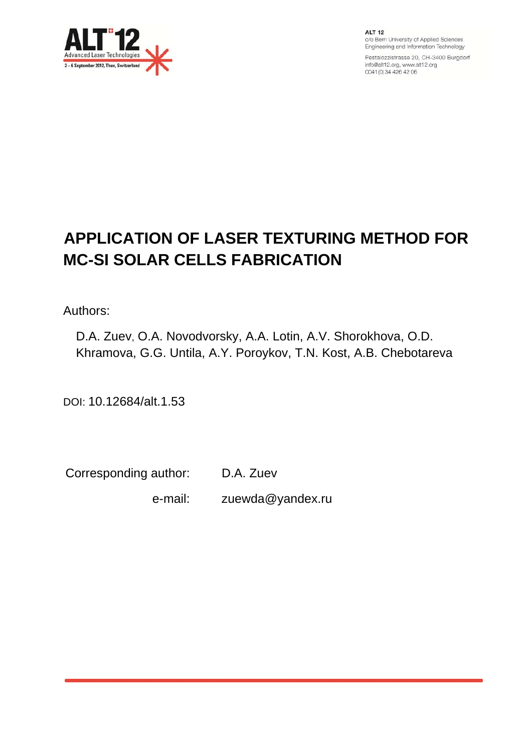# APPLICATION OF LASER TEXTURING METHOD FOR MC-SI SOLAR CELLS FABRICATION

Authors:

D.A. Zuev, O.A. Novodvorsky, A.A. Lotin, A.V. Shorokhova, O.D. Khramova, G.G. Untila, A.Y. Poroykov, T.N. Kost, A.B. Chebotareva

DOI: 10.12684/alt.1.53

Corresponding author: D.A. Zuev

e-mail: zuewda@yandex.ru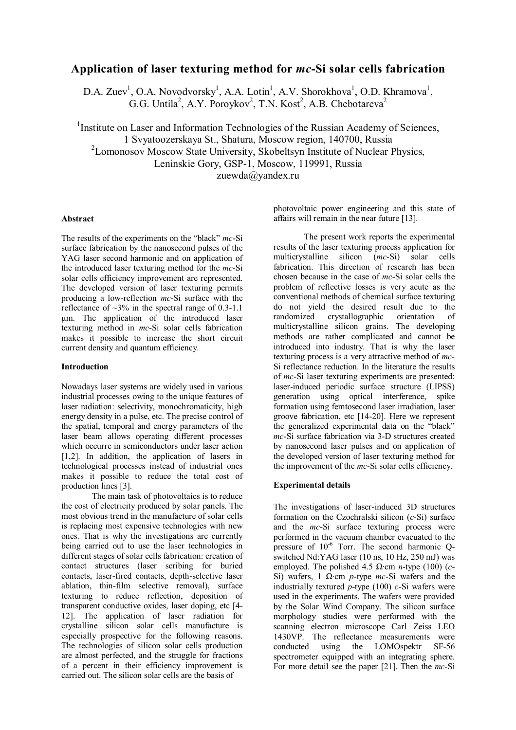# Application of laser texturing method for *mc*-Si solar cells fabrication

D.A. Zuev[1], O.A. Novodvorsky[1], A.A. Lotin[1], A.V. Shorokhova[1], O.D. Khramova[1], G.G. Untila[2], A.Y. Poroykov[2], T.N. Kost[2], A.B. Chebotareva[2]

[1]Institute on Laser and Information Technologies of the Russian Academy of Sciences, 1 Svyatoozerskaya St., Shatura, Moscow region, 140700, Russia
[2]Lomonosov Moscow State University, Skobeltsyn Institute of Nuclear Physics, Leninskie Gory, GSP-1, Moscow, 119991, Russia
zuewda@yandex.ru

### Abstract

The results of the experiments on the "black" *mc*-Si surface fabrication by the nanosecond pulses of the YAG laser second harmonic and on application of the introduced laser texturing method for the *mc*-Si solar cells efficiency improvement are represented. The developed version of laser texturing permits producing a low-reflection *mc*-Si surface with the reflectance of ~3% in the spectral range of 0.3-1.1 μm. The application of the introduced laser texturing method in *mc*-Si solar cells fabrication makes it possible to increase the short circuit current density and quantum efficiency.

### Introduction

Nowadays laser systems are widely used in various industrial processes owing to the unique features of laser radiation: selectivity, monochromaticity, high energy density in a pulse, etc. The precise control of the spatial, temporal and energy parameters of the laser beam allows operating different processes which occurre in semiconductors under laser action [1,2]. In addition, the application of lasers in technological processes instead of industrial ones makes it possible to reduce the total cost of production lines [3].

The main task of photovoltaics is to reduce the cost of electricity produced by solar panels. The most obvious trend in the manufacture of solar cells is replacing most expensive technologies with new ones. That is why the investigations are currently being carried out to use the laser technologies in different stages of solar cells fabrication: creation of contact structures (laser scribing for buried contacts, laser-fired contacts, depth-selective laser ablation, thin-film selective removal), surface texturing to reduce reflection, deposition of transparent conductive oxides, laser doping, etc [4-12]. The application of laser radiation for crystalline silicon solar cells manufacture is especially prospective for the following reasons. The technologies of silicon solar cells production are almost perfected, and the struggle for fractions of a percent in their efficiency improvement is carried out. The silicon solar cells are the basis of photovoltaic power engineering and this state of affairs will remain in the near future [13].

The present work reports the experimental results of the laser texturing process application for multicrystalline silicon (*mc*-Si) solar cells fabrication. This direction of research has been chosen because in the case of *mc*-Si solar cells the problem of reflective losses is very acute as the conventional methods of chemical surface texturing do not yield the desired result due to the randomized crystallographic orientation of multicrystalline silicon grains. The developing methods are rather complicated and cannot be introduced into industry. That is why the laser texturing process is a very attractive method of *mc*-Si reflectance reduction. In the literature the results of *mc*-Si laser texturing experiments are presented: laser-induced periodic surface structure (LIPSS) generation using optical interference, spike formation using femtosecond laser irradiation, laser groove fabrication, etc [14-20]. Here we represent the generalized experimental data on the "black" *mc*-Si surface fabrication via 3-D structures created by nanosecond laser pulses and on application of the developed version of laser texturing method for the improvement of the *mc*-Si solar cells efficiency.

### Experimental details

The investigations of laser-induced 3D structures formation on the Czochralski silicon (*c*-Si) surface and the *mc*-Si surface texturing process were performed in the vacuum chamber evacuated to the pressure of $10^{-6}$ Torr. The second harmonic Q-switched Nd:YAG laser (10 ns, 10 Hz, 250 mJ) was employed. The polished 4.5 Ω·cm *n*-type (100) (*c*-Si) wafers, 1 Ω·cm *p*-type *mc*-Si wafers and the industrially textured *p*-type (100) *c*-Si wafers were used in the experiments. The wafers were provided by the Solar Wind Company. The silicon surface morphology studies were performed with the scanning electron microscope Carl Zeiss LEO 1430VP. The reflectance measurements were conducted using the LOMOspektr SF-56 spectrometer equipped with an integrating sphere. For more detail see the paper [21]. Then the *mc*-Si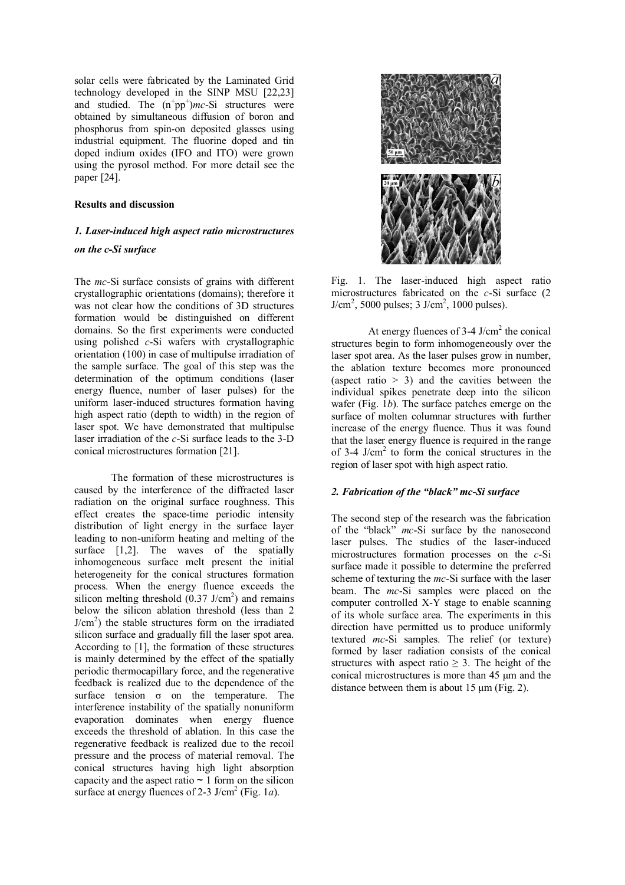solar cells were fabricated by the Laminated Grid technology developed in the SINP MSU [22,23] and studied. The ($n^+pp^+$)*mc*-Si structures were obtained by simultaneous diffusion of boron and phosphorus from spin-on deposited glasses using industrial equipment. The fluorine doped and tin doped indium oxides (IFO and ITO) were grown using the pyrosol method. For more detail see the paper [24].

**Results and discussion**

***1. Laser-induced high aspect ratio microstructures on the c-Si surface***

The *mc*-Si surface consists of grains with different crystallographic orientations (domains); therefore it was not clear how the conditions of 3D structures formation would be distinguished on different domains. So the first experiments were conducted using polished *c*-Si wafers with crystallographic orientation (100) in case of multipulse irradiation of the sample surface. The goal of this step was the determination of the optimum conditions (laser energy fluence, number of laser pulses) for the uniform laser-induced structures formation having high aspect ratio (depth to width) in the region of laser spot. We have demonstrated that multipulse laser irradiation of the *c*-Si surface leads to the 3-D conical microstructures formation [21].

The formation of these microstructures is caused by the interference of the diffracted laser radiation on the original surface roughness. This effect creates the space-time periodic intensity distribution of light energy in the surface layer leading to non-uniform heating and melting of the surface [1,2]. The waves of the spatially inhomogeneous surface melt present the initial heterogeneity for the conical structures formation process. When the energy fluence exceeds the silicon melting threshold (0.37 J/cm$^2$) and remains below the silicon ablation threshold (less than 2 J/cm$^2$) the stable structures form on the irradiated silicon surface and gradually fill the laser spot area. According to [1], the formation of these structures is mainly determined by the effect of the spatially periodic thermocapillary force, and the regenerative feedback is realized due to the dependence of the surface tension $\sigma$ on the temperature. The interference instability of the spatially nonuniform evaporation dominates when energy fluence exceeds the threshold of ablation. In this case the regenerative feedback is realized due to the recoil pressure and the process of material removal. The conical structures having high light absorption capacity and the aspect ratio ~ 1 form on the silicon surface at energy fluences of 2-3 J/cm$^2$ (Fig. 1*a*).

Fig. 1. The laser-induced high aspect ratio microstructures fabricated on the *c*-Si surface (2 J/cm$^2$, 5000 pulses; 3 J/cm$^2$, 1000 pulses).

At energy fluences of 3-4 J/cm$^2$ the conical structures begin to form inhomogeneously over the laser spot area. As the laser pulses grow in number, the ablation texture becomes more pronounced (aspect ratio > 3) and the cavities between the individual spikes penetrate deep into the silicon wafer (Fig. 1*b*). The surface patches emerge on the surface of molten columnar structures with further increase of the energy fluence. Thus it was found that the laser energy fluence is required in the range of 3-4 J/cm$^2$ to form the conical structures in the region of laser spot with high aspect ratio.

***2. Fabrication of the "black" mc-Si surface***

The second step of the research was the fabrication of the "black" *mc*-Si surface by the nanosecond laser pulses. The studies of the laser-induced microstructures formation processes on the *c*-Si surface made it possible to determine the preferred scheme of texturing the *mc*-Si surface with the laser beam. The *mc*-Si samples were placed on the computer controlled X-Y stage to enable scanning of its whole surface area. The experiments in this direction have permitted us to produce uniformly textured *mc*-Si samples. The relief (or texture) formed by laser radiation consists of the conical structures with aspect ratio $\geq$ 3. The height of the conical microstructures is more than 45 µm and the distance between them is about 15 µm (Fig. 2).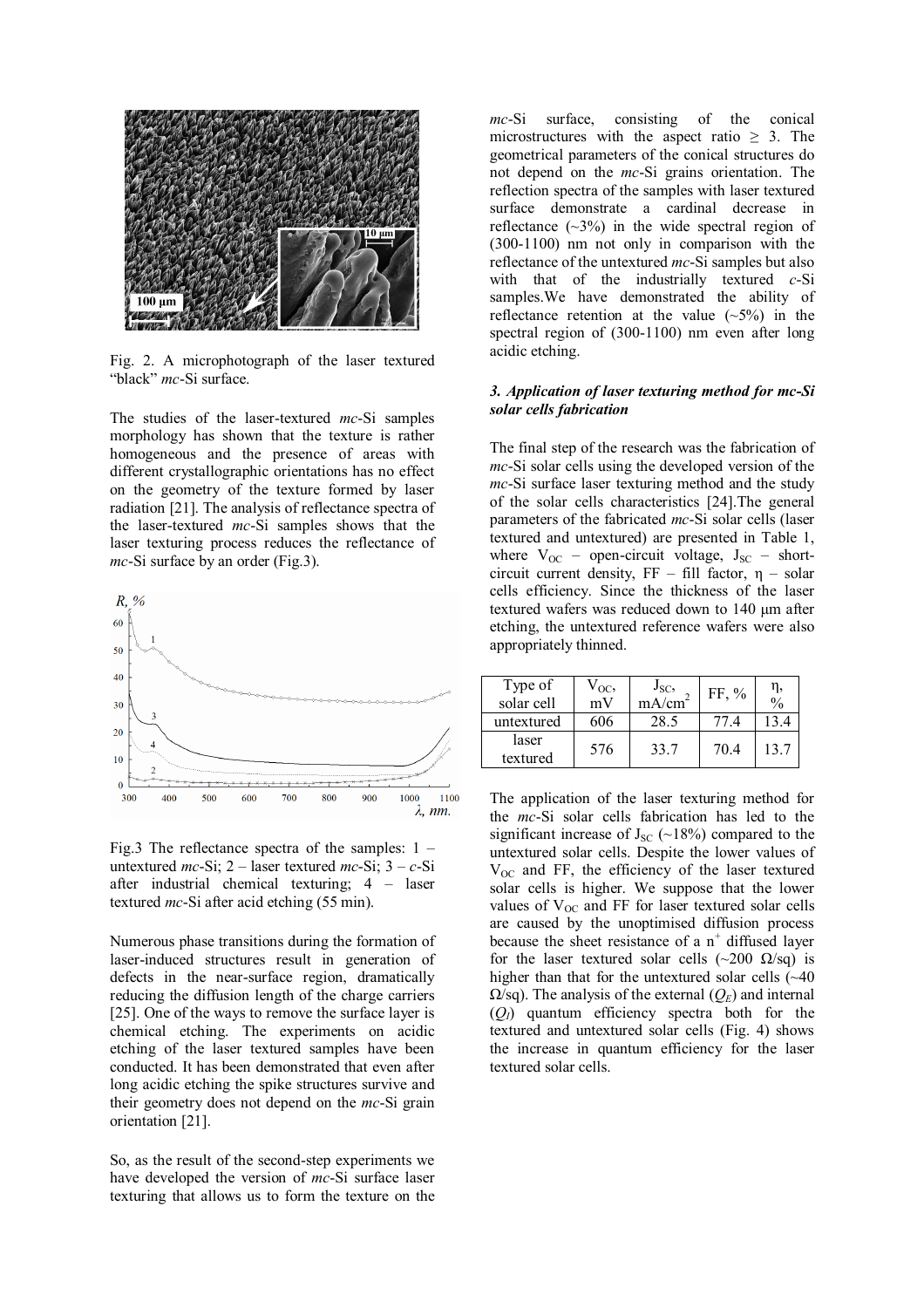Fig. 2. A microphotograph of the laser textured "black" *mc*-Si surface.

The studies of the laser-textured *mc*-Si samples morphology has shown that the texture is rather homogeneous and the presence of areas with different crystallographic orientations has no effect on the geometry of the texture formed by laser radiation [21]. The analysis of reflectance spectra of the laser-textured *mc*-Si samples shows that the laser texturing process reduces the reflectance of *mc*-Si surface by an order (Fig.3).

Fig.3 The reflectance spectra of the samples: 1 – untextured *mc*-Si; 2 – laser textured *mc*-Si; 3 – *c*-Si after industrial chemical texturing; 4 – laser textured *mc*-Si after acid etching (55 min).

Numerous phase transitions during the formation of laser-induced structures result in generation of defects in the near-surface region, dramatically reducing the diffusion length of the charge carriers [25]. One of the ways to remove the surface layer is chemical etching. The experiments on acidic etching of the laser textured samples have been conducted. It has been demonstrated that even after long acidic etching the spike structures survive and their geometry does not depend on the *mc*-Si grain orientation [21].

So, as the result of the second-step experiments we have developed the version of *mc*-Si surface laser texturing that allows us to form the texture on the *mc*-Si surface, consisting of the conical microstructures with the aspect ratio ≥ 3. The geometrical parameters of the conical structures do not depend on the *mc*-Si grains orientation. The reflection spectra of the samples with laser textured surface demonstrate a cardinal decrease in reflectance (~3%) in the wide spectral region of (300-1100) nm not only in comparison with the reflectance of the untextured *mc*-Si samples but also with that of the industrially textured *c*-Si samples.We have demonstrated the ability of reflectance retention at the value (~5%) in the spectral region of (300-1100) nm even after long acidic etching.

### *3. Application of laser texturing method for mc-Si solar cells fabrication*

The final step of the research was the fabrication of *mc*-Si solar cells using the developed version of the *mc*-Si surface laser texturing method and the study of the solar cells characteristics [24].The general parameters of the fabricated *mc*-Si solar cells (laser textured and untextured) are presented in Table 1, where $V_{OC}$ – open-circuit voltage, $J_{SC}$ – short-circuit current density, FF – fill factor, η – solar cells efficiency. Since the thickness of the laser textured wafers was reduced down to 140 μm after etching, the untextured reference wafers were also appropriately thinned.

| Type of solar cell | $V_{OC}$, mV | $J_{SC}$, mA/cm$^2$ | FF, % | η, % |
|---|---|---|---|---|
| untextured | 606 | 28.5 | 77.4 | 13.4 |
| laser textured | 576 | 33.7 | 70.4 | 13.7 |

The application of the laser texturing method for the *mc*-Si solar cells fabrication has led to the significant increase of $J_{SC}$ (~18%) compared to the untextured solar cells. Despite the lower values of $V_{OC}$ and FF, the efficiency of the laser textured solar cells is higher. We suppose that the lower values of $V_{OC}$ and FF for laser textured solar cells are caused by the unoptimised diffusion process because the sheet resistance of a $n^+$ diffused layer for the laser textured solar cells (~200 Ω/sq) is higher than that for the untextured solar cells (~40 Ω/sq). The analysis of the external ($Q_E$) and internal ($Q_I$) quantum efficiency spectra both for the textured and untextured solar cells (Fig. 4) shows the increase in quantum efficiency for the laser textured solar cells.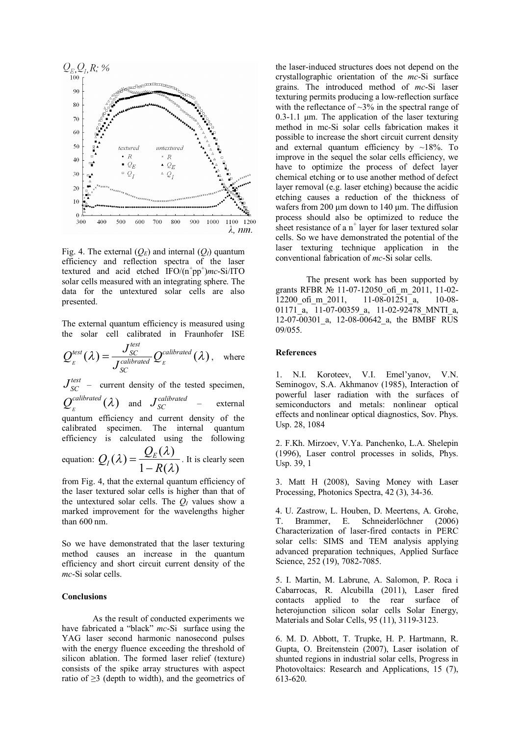Fig. 4. The external ($Q_E$) and internal ($Q_I$) quantum efficiency and reflection spectra of the laser textured and acid etched IFO/($n^+pp^+$)*mc*-Si/ITO solar cells measured with an integrating sphere. The data for the untextured solar cells are also presented.

The external quantum efficiency is measured using the solar cell calibrated in Fraunhofer ISE $Q_E^{test}(\lambda) = \frac{J_{SC}^{test}}{J_{SC}^{calibrated}} Q_E^{calibrated}(\lambda)$, where $J_{SC}^{test}$ – current density of the tested specimen, $Q_E^{calibrated}(\lambda)$ and $J_{SC}^{calibrated}$ – external quantum efficiency and current density of the calibrated specimen. The internal quantum efficiency is calculated using the following equation: $Q_I(\lambda) = \frac{Q_E(\lambda)}{1 - R(\lambda)}$. It is clearly seen from Fig. 4, that the external quantum efficiency of the laser textured solar cells is higher than that of the untextured solar cells. The $Q_I$ values show a marked improvement for the wavelengths higher than 600 nm.

So we have demonstrated that the laser texturing method causes an increase in the quantum efficiency and short circuit current density of the *mc*-Si solar cells.

## Conclusions

As the result of conducted experiments we have fabricated a "black" *mc*-Si surface using the YAG laser second harmonic nanosecond pulses with the energy fluence exceeding the threshold of silicon ablation. The formed laser relief (texture) consists of the spike array structures with aspect ratio of ≥3 (depth to width), and the geometrics of the laser-induced structures does not depend on the crystallographic orientation of the *mc*-Si surface grains. The introduced method of *mc*-Si laser texturing permits producing a low-reflection surface with the reflectance of ~3% in the spectral range of 0.3-1.1 μm. The application of the laser texturing method in mc-Si solar cells fabrication makes it possible to increase the short circuit current density and external quantum efficiency by ~18%. To improve in the sequel the solar cells efficiency, we have to optimize the process of defect layer chemical etching or to use another method of defect layer removal (e.g. laser etching) because the acidic etching causes a reduction of the thickness of wafers from 200 μm down to 140 μm. The diffusion process should also be optimized to reduce the sheet resistance of a $n^+$ layer for laser textured solar cells. So we have demonstrated the potential of the laser texturing technique application in the conventional fabrication of *mc*-Si solar cells.

The present work has been supported by grants RFBR № 11-07-12050_ofi_m_2011, 11-02-12200_ofi_m_2011, 11-08-01251_a, 10-08-01171_a, 11-07-00359_a, 11-02-92478_MNTI_a, 12-07-00301_a, 12-08-00642_a, the BMBF RUS 09/055.

## References

1. N.I. Koroteev, V.I. Emel'yanov, V.N. Seminogov, S.A. Akhmanov (1985), Interaction of powerful laser radiation with the surfaces of semiconductors and metals: nonlinear optical effects and nonlinear optical diagnostics, Sov. Phys. Usp. 28, 1084

2. F.Kh. Mirzoev, V.Ya. Panchenko, L.A. Shelepin (1996), Laser control processes in solids, Phys. Usp. 39, 1

3. Matt H (2008), Saving Money with Laser Processing, Photonics Spectra, 42 (3), 34-36.

4. U. Zastrow, L. Houben, D. Meertens, A. Grohe, T. Brammer, E. Schneiderlöchner (2006) Characterization of laser-fired contacts in PERC solar cells: SIMS and TEM analysis applying advanced preparation techniques, Applied Surface Science, 252 (19), 7082-7085.

5. I. Martin, M. Labrune, A. Salomon, P. Roca i Cabarrocas, R. Alcubilla (2011), Laser fired contacts applied to the rear surface of heterojunction silicon solar cells Solar Energy, Materials and Solar Cells, 95 (11), 3119-3123.

6. M. D. Abbott, T. Trupke, H. P. Hartmann, R. Gupta, O. Breitenstein (2007), Laser isolation of shunted regions in industrial solar cells, Progress in Photovoltaics: Research and Applications, 15 (7), 613-620.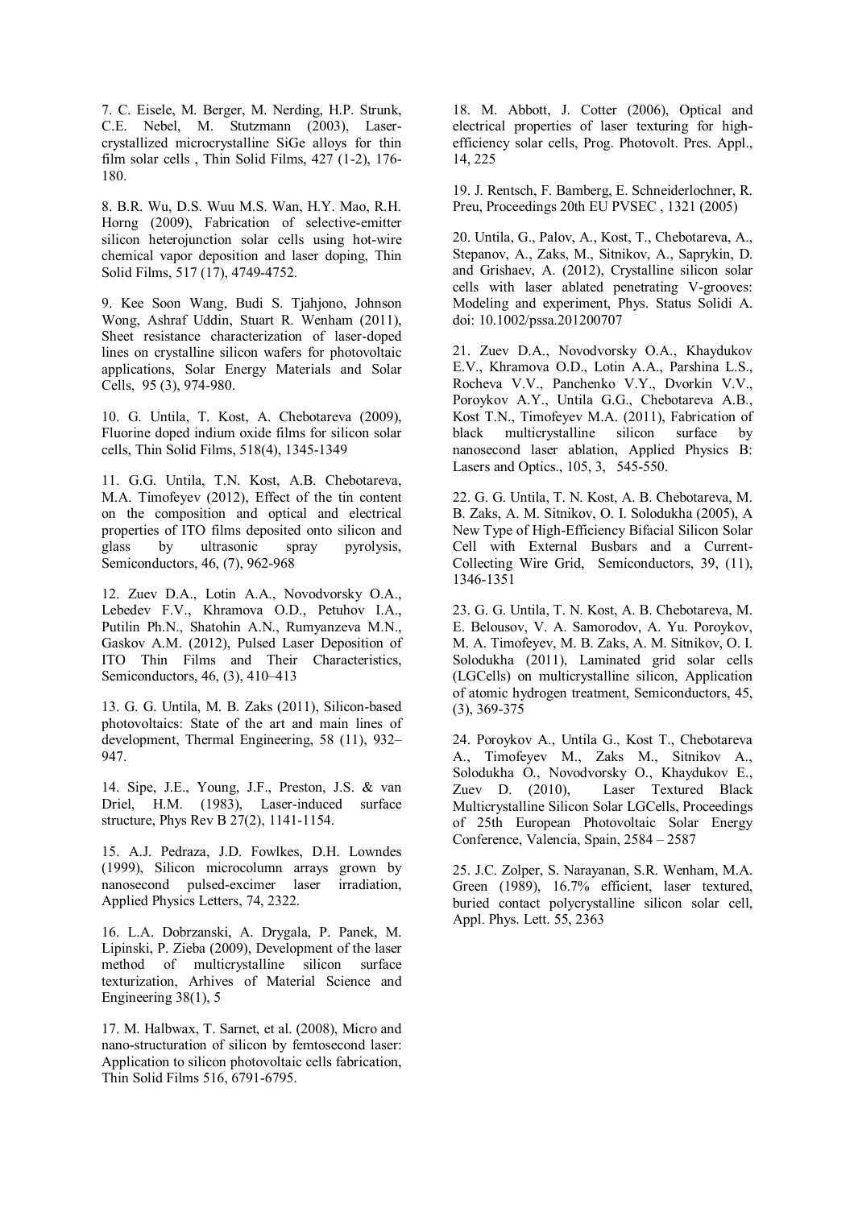7. C. Eisele, M. Berger, M. Nerding, H.P. Strunk, C.E. Nebel, M. Stutzmann (2003), Laser-crystallized microcrystalline SiGe alloys for thin film solar cells , Thin Solid Films, 427 (1-2), 176-180.

8. B.R. Wu, D.S. Wuu M.S. Wan, H.Y. Mao, R.H. Horng (2009), Fabrication of selective-emitter silicon heterojunction solar cells using hot-wire chemical vapor deposition and laser doping, Thin Solid Films, 517 (17), 4749-4752.

9. Kee Soon Wang, Budi S. Tjahjono, Johnson Wong, Ashraf Uddin, Stuart R. Wenham (2011), Sheet resistance characterization of laser-doped lines on crystalline silicon wafers for photovoltaic applications, Solar Energy Materials and Solar Cells, 95 (3), 974-980.

10. G. Untila, T. Kost, A. Chebotareva (2009), Fluorine doped indium oxide films for silicon solar cells, Thin Solid Films, 518(4), 1345-1349

11. G.G. Untila, T.N. Kost, A.B. Chebotareva, M.A. Timofeyev (2012), Effect of the tin content on the composition and optical and electrical properties of ITO films deposited onto silicon and glass by ultrasonic spray pyrolysis, Semiconductors, 46, (7), 962-968

12. Zuev D.A., Lotin A.A., Novodvorsky O.A., Lebedev F.V., Khramova O.D., Petuhov I.A., Putilin Ph.N., Shatohin A.N., Rumyanzeva M.N., Gaskov A.M. (2012), Pulsed Laser Deposition of ITO Thin Films and Their Characteristics, Semiconductors, 46, (3), 410–413

13. G. G. Untila, M. B. Zaks (2011), Silicon-based photovoltaics: State of the art and main lines of development, Thermal Engineering, 58 (11), 932–947.

14. Sipe, J.E., Young, J.F., Preston, J.S. & van Driel, H.M. (1983), Laser-induced surface structure, Phys Rev B 27(2), 1141-1154.

15. A.J. Pedraza, J.D. Fowlkes, D.H. Lowndes (1999), Silicon microcolumn arrays grown by nanosecond pulsed-excimer laser irradiation, Applied Physics Letters, 74, 2322.

16. L.A. Dobrzanski, A. Drygala, P. Panek, M. Lipinski, P. Zieba (2009), Development of the laser method of multicrystalline silicon surface texturization, Arhives of Material Science and Engineering 38(1), 5

17. M. Halbwax, T. Sarnet, et al. (2008), Micro and nano-structuration of silicon by femtosecond laser: Application to silicon photovoltaic cells fabrication, Thin Solid Films 516, 6791-6795.

18. M. Abbott, J. Cotter (2006), Optical and electrical properties of laser texturing for high-efficiency solar cells, Prog. Photovolt. Pres. Appl., 14, 225

19. J. Rentsch, F. Bamberg, E. Schneiderlochner, R. Preu, Proceedings 20th EU PVSEC , 1321 (2005)

20. Untila, G., Palov, A., Kost, T., Chebotareva, A., Stepanov, A., Zaks, M., Sitnikov, A., Saprykin, D. and Grishaev, A. (2012), Crystalline silicon solar cells with laser ablated penetrating V-grooves: Modeling and experiment, Phys. Status Solidi A. doi: 10.1002/pssa.201200707

21. Zuev D.A., Novodvorsky O.A., Khaydukov E.V., Khramova O.D., Lotin A.A., Parshina L.S., Rocheva V.V., Panchenko V.Y., Dvorkin V.V., Poroykov A.Y., Untila G.G., Chebotareva A.B., Kost T.N., Timofeyev M.A. (2011), Fabrication of black multicrystalline silicon surface by nanosecond laser ablation, Applied Physics B: Lasers and Optics., 105, 3, 545-550.

22. G. G. Untila, T. N. Kost, A. B. Chebotareva, M. B. Zaks, A. M. Sitnikov, O. I. Solodukha (2005), A New Type of High-Efficiency Bifacial Silicon Solar Cell with External Busbars and a Current-Collecting Wire Grid, Semiconductors, 39, (11), 1346-1351

23. G. G. Untila, T. N. Kost, A. B. Chebotareva, M. E. Belousov, V. A. Samorodov, A. Yu. Poroykov, M. A. Timofeyev, M. B. Zaks, A. M. Sitnikov, O. I. Solodukha (2011), Laminated grid solar cells (LGCells) on multicrystalline silicon, Application of atomic hydrogen treatment, Semiconductors, 45, (3), 369-375

24. Poroykov A., Untila G., Kost T., Chebotareva A., Timofeyev M., Zaks M., Sitnikov A., Solodukha O., Novodvorsky O., Khaydukov E., Zuev D. (2010), Laser Textured Black Multicrystalline Silicon Solar LGCells, Proceedings of 25th European Photovoltaic Solar Energy Conference, Valencia, Spain, 2584 – 2587

25. J.C. Zolper, S. Narayanan, S.R. Wenham, M.A. Green (1989), 16.7% efficient, laser textured, buried contact polycrystalline silicon solar cell, Appl. Phys. Lett. 55, 2363